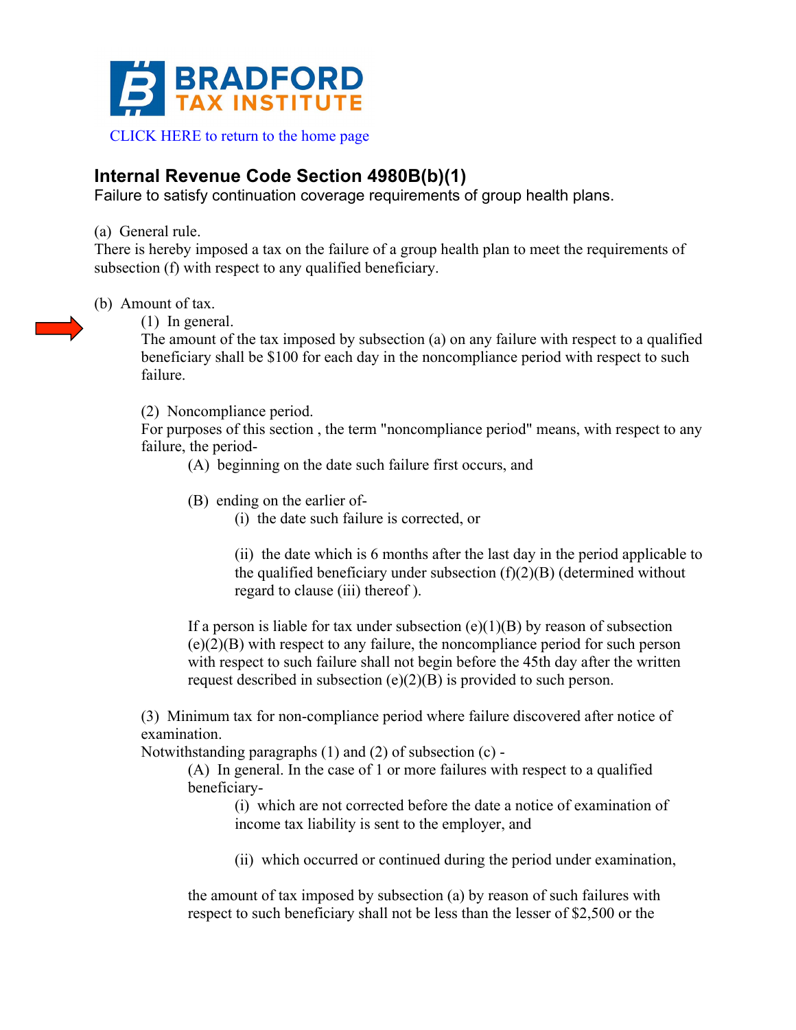BRADFORD TAX INSTITUTE

CLICK HERE to return to the home page

## Internal Revenue Code Section 4980B(b)(1)

Failure to satisfy continuation coverage requirements of group health plans.

(a) General rule.
There is hereby imposed a tax on the failure of a group health plan to meet the requirements of subsection (f) with respect to any qualified beneficiary.

(b) Amount of tax.

(1) In general.
The amount of the tax imposed by subsection (a) on any failure with respect to a qualified beneficiary shall be $100 for each day in the noncompliance period with respect to such failure.

(2) Noncompliance period.
For purposes of this section , the term "noncompliance period" means, with respect to any failure, the period-

(A) beginning on the date such failure first occurs, and

(B) ending on the earlier of-

(i) the date such failure is corrected, or

(ii) the date which is 6 months after the last day in the period applicable to the qualified beneficiary under subsection (f)(2)(B) (determined without regard to clause (iii) thereof ).

If a person is liable for tax under subsection (e)(1)(B) by reason of subsection (e)(2)(B) with respect to any failure, the noncompliance period for such person with respect to such failure shall not begin before the 45th day after the written request described in subsection (e)(2)(B) is provided to such person.

(3) Minimum tax for non-compliance period where failure discovered after notice of examination.
Notwithstanding paragraphs (1) and (2) of subsection (c) -

(A) In general. In the case of 1 or more failures with respect to a qualified beneficiary-

(i) which are not corrected before the date a notice of examination of income tax liability is sent to the employer, and

(ii) which occurred or continued during the period under examination,

the amount of tax imposed by subsection (a) by reason of such failures with respect to such beneficiary shall not be less than the lesser of $2,500 or the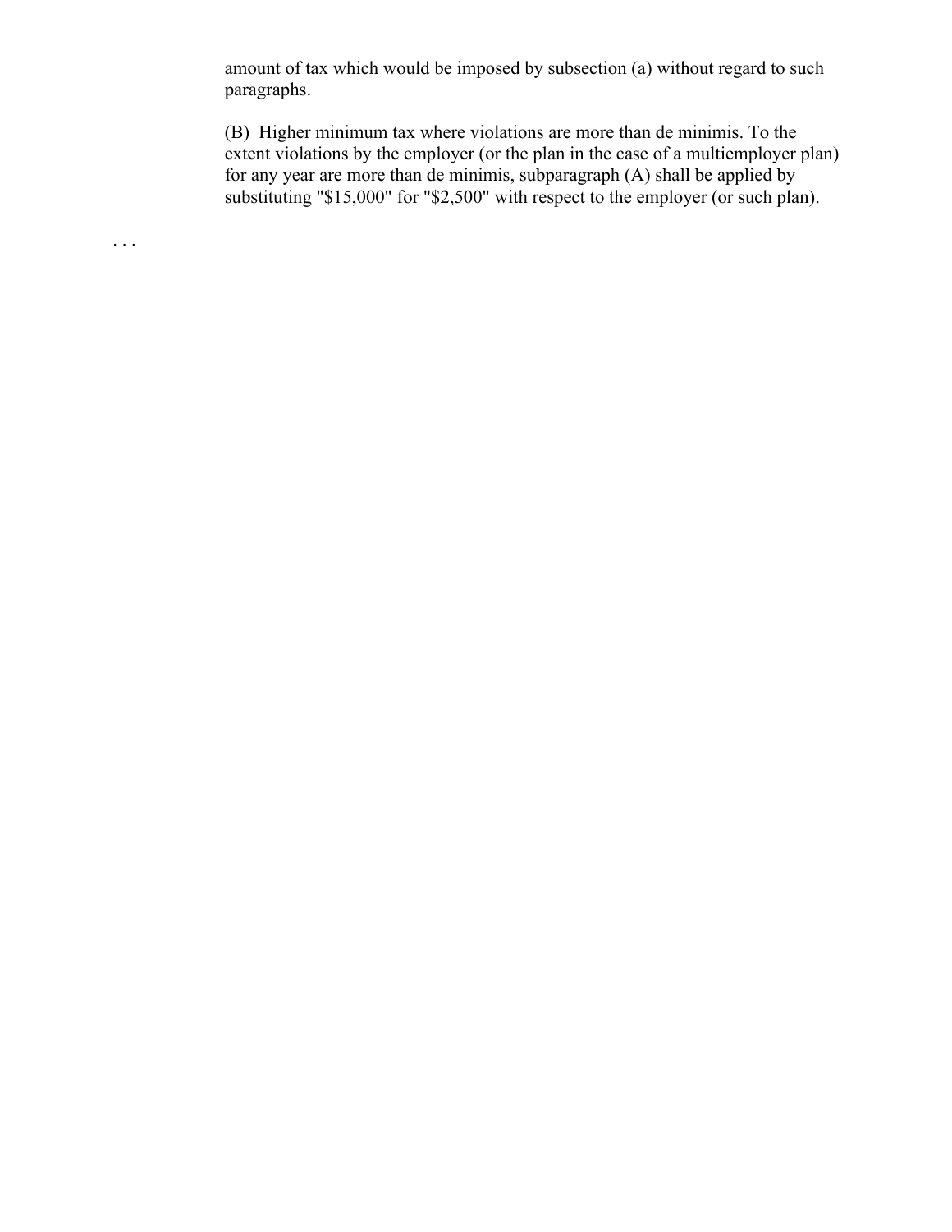amount of tax which would be imposed by subsection (a) without regard to such paragraphs.

(B) Higher minimum tax where violations are more than de minimis. To the extent violations by the employer (or the plan in the case of a multiemployer plan) for any year are more than de minimis, subparagraph (A) shall be applied by substituting "$15,000" for "$2,500" with respect to the employer (or such plan).

. . .